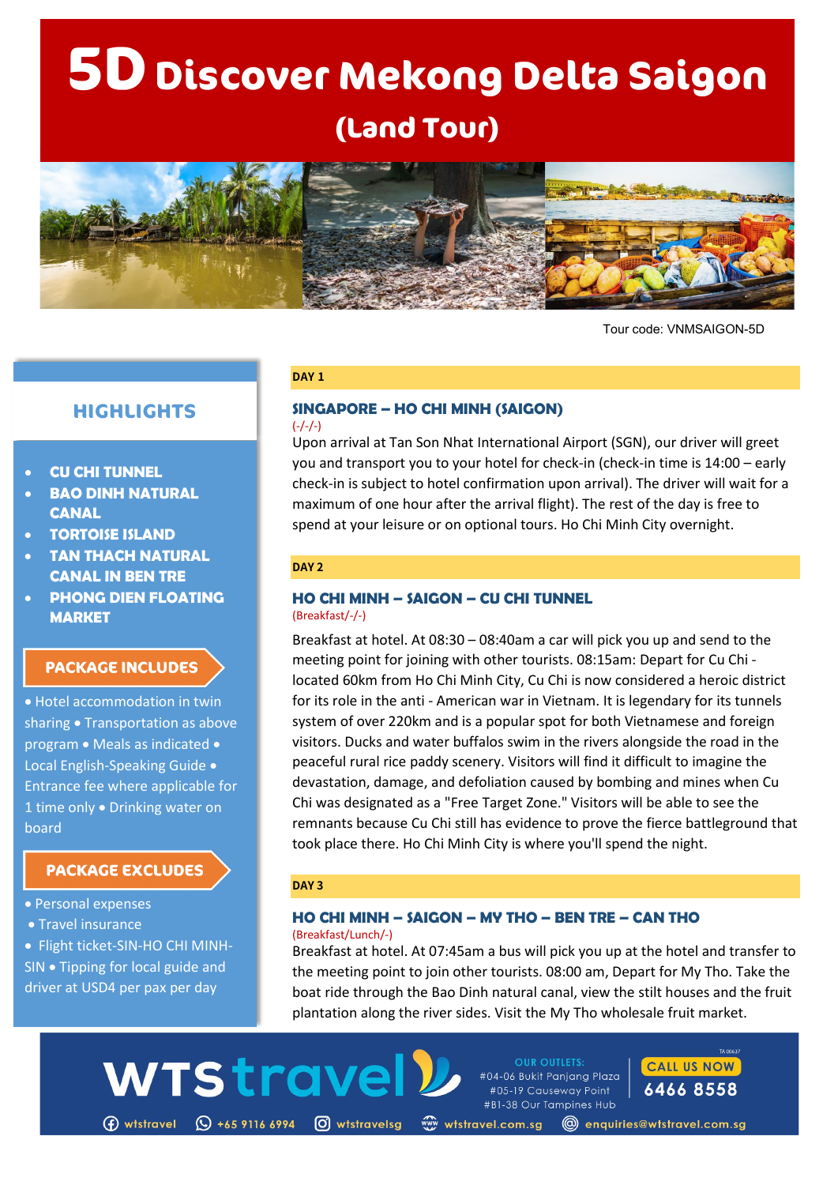# 5D Discover Mekong Delta Saigon

## (Land Tour)

Tour code: VNMSAIGON-5D

## HIGHLIGHTS

- CU CHI TUNNEL
- BAO DINH NATURAL CANAL
- TORTOISE ISLAND
- TAN THACH NATURAL CANAL IN BEN TRE
- PHONG DIEN FLOATING MARKET

### PACKAGE INCLUDES

• Hotel accommodation in twin sharing • Transportation as above program • Meals as indicated • Local English-Speaking Guide • Entrance fee where applicable for 1 time only • Drinking water on board

### PACKAGE EXCLUDES

• Personal expenses
• Travel insurance
• Flight ticket-SIN-HO CHI MINH-SIN • Tipping for local guide and driver at USD4 per pax per day

**DAY 1**

### SINGAPORE – HO CHI MINH (SAIGON)

(-/-/-)

Upon arrival at Tan Son Nhat International Airport (SGN), our driver will greet you and transport you to your hotel for check-in (check-in time is 14:00 – early check-in is subject to hotel confirmation upon arrival). The driver will wait for a maximum of one hour after the arrival flight). The rest of the day is free to spend at your leisure or on optional tours. Ho Chi Minh City overnight.

**DAY 2**

### HO CHI MINH – SAIGON – CU CHI TUNNEL

(Breakfast/-/-)

Breakfast at hotel. At 08:30 – 08:40am a car will pick you up and send to the meeting point for joining with other tourists. 08:15am: Depart for Cu Chi - located 60km from Ho Chi Minh City, Cu Chi is now considered a heroic district for its role in the anti - American war in Vietnam. It is legendary for its tunnels system of over 220km and is a popular spot for both Vietnamese and foreign visitors. Ducks and water buffalos swim in the rivers alongside the road in the peaceful rural rice paddy scenery. Visitors will find it difficult to imagine the devastation, damage, and defoliation caused by bombing and mines when Cu Chi was designated as a "Free Target Zone." Visitors will be able to see the remnants because Cu Chi still has evidence to prove the fierce battleground that took place there. Ho Chi Minh City is where you'll spend the night.

**DAY 3**

### HO CHI MINH – SAIGON – MY THO – BEN TRE – CAN THO

(Breakfast/Lunch/-)

Breakfast at hotel. At 07:45am a bus will pick you up at the hotel and transfer to the meeting point to join other tourists. 08:00 am, Depart for My Tho. Take the boat ride through the Bao Dinh natural canal, view the stilt houses and the fruit plantation along the river sides. Visit the My Tho wholesale fruit market.

WTS travel

OUR OUTLETS:
#04-06 Bukit Panjang Plaza
#05-19 Causeway Point
#B1-38 Our Tampines Hub

TA 00637

CALL US NOW
6466 8558

wtstravel | +65 9116 6994 | wtstravelsg | wtstravel.com.sg | enquiries@wtstravel.com.sg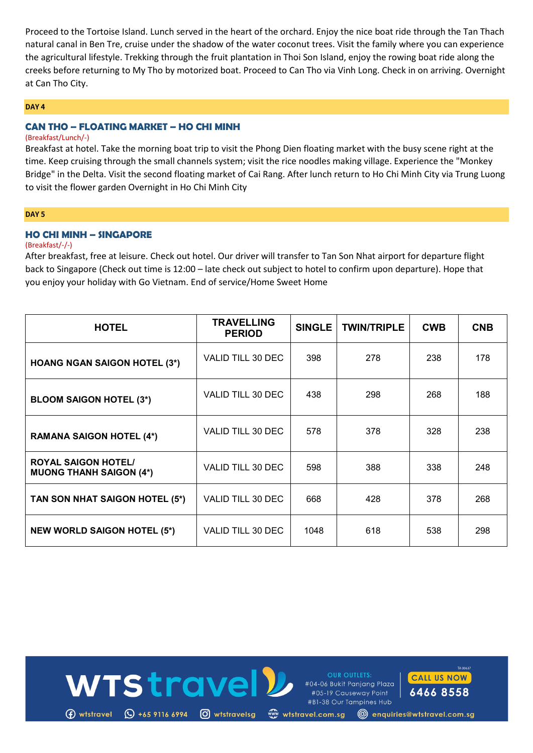Proceed to the Tortoise Island. Lunch served in the heart of the orchard. Enjoy the nice boat ride through the Tan Thach natural canal in Ben Tre, cruise under the shadow of the water coconut trees. Visit the family where you can experience the agricultural lifestyle. Trekking through the fruit plantation in Thoi Son Island, enjoy the rowing boat ride along the creeks before returning to My Tho by motorized boat. Proceed to Can Tho via Vinh Long. Check in on arriving. Overnight at Can Tho City.

**DAY 4**

### CAN THO – FLOATING MARKET – HO CHI MINH

(Breakfast/Lunch/-)

Breakfast at hotel. Take the morning boat trip to visit the Phong Dien floating market with the busy scene right at the time. Keep cruising through the small channels system; visit the rice noodles making village. Experience the "Monkey Bridge" in the Delta. Visit the second floating market of Cai Rang. After lunch return to Ho Chi Minh City via Trung Luong to visit the flower garden Overnight in Ho Chi Minh City

**DAY 5**

### HO CHI MINH – SINGAPORE

(Breakfast/-/-)

After breakfast, free at leisure. Check out hotel. Our driver will transfer to Tan Son Nhat airport for departure flight back to Singapore (Check out time is 12:00 – late check out subject to hotel to confirm upon departure). Hope that you enjoy your holiday with Go Vietnam. End of service/Home Sweet Home

| HOTEL | TRAVELLING PERIOD | SINGLE | TWIN/TRIPLE | CWB | CNB |
|---|---|---|---|---|---|
| HOANG NGAN SAIGON HOTEL (3*) | VALID TILL 30 DEC | 398 | 278 | 238 | 178 |
| BLOOM SAIGON HOTEL (3*) | VALID TILL 30 DEC | 438 | 298 | 268 | 188 |
| RAMANA SAIGON HOTEL (4*) | VALID TILL 30 DEC | 578 | 378 | 328 | 238 |
| ROYAL SAIGON HOTEL/ MUONG THANH SAIGON (4*) | VALID TILL 30 DEC | 598 | 388 | 338 | 248 |
| TAN SON NHAT SAIGON HOTEL (5*) | VALID TILL 30 DEC | 668 | 428 | 378 | 268 |
| NEW WORLD SAIGON HOTEL (5*) | VALID TILL 30 DEC | 1048 | 618 | 538 | 298 |

WTS travel

OUR OUTLETS:
#04-06 Bukit Panjang Plaza
#05-19 Causeway Point
#B1-38 Our Tampines Hub

TA 00637

CALL US NOW
6466 8558

wtstravel | +65 9116 6994 | wtstravelsg | wtstravel.com.sg | enquiries@wtstravel.com.sg